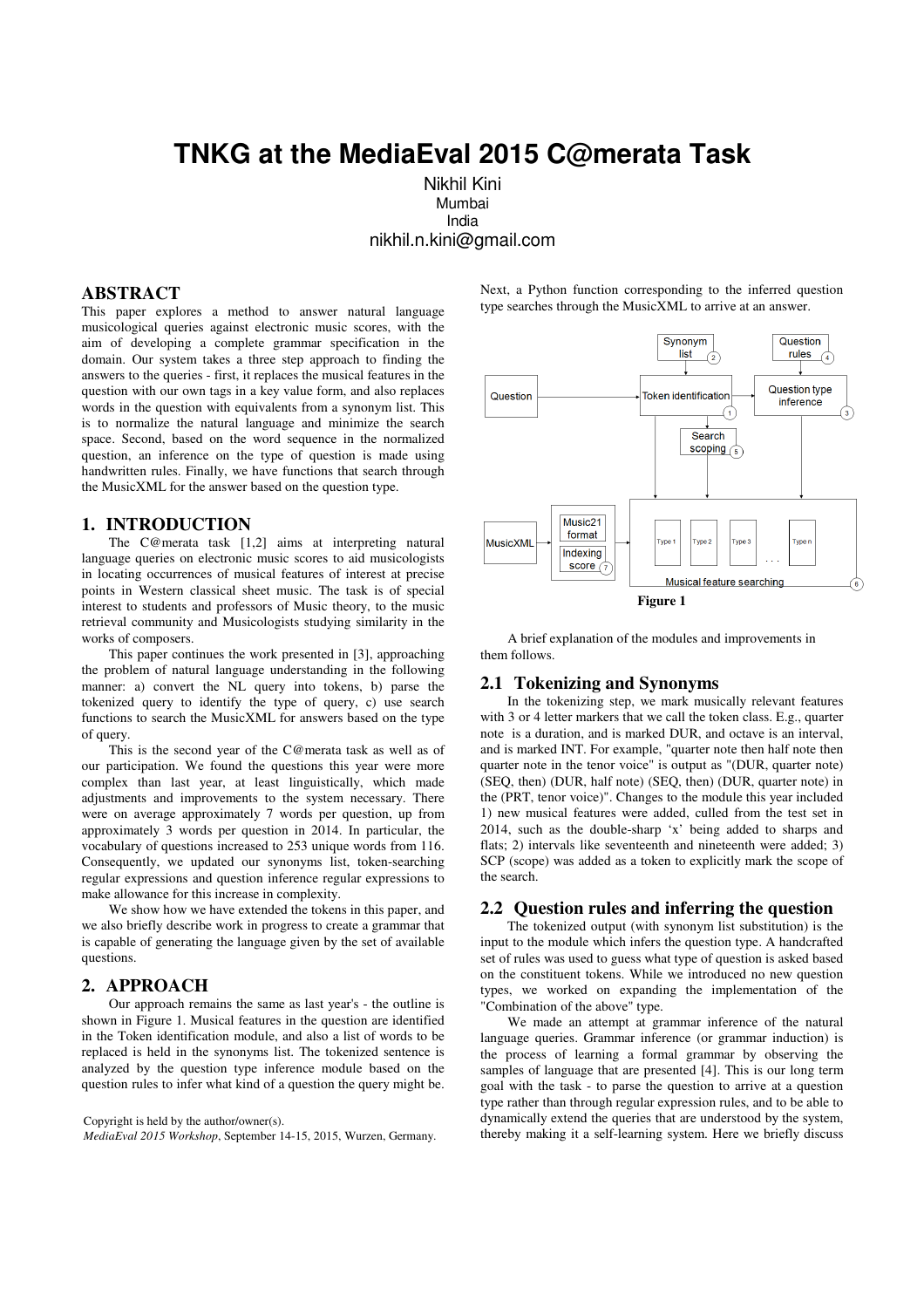# TNKG at the MediaEval 2015 C@merata Task

Nikhil Kini
Mumbai
India
nikhil.n.kini@gmail.com

## ABSTRACT

This paper explores a method to answer natural language musicological queries against electronic music scores, with the aim of developing a complete grammar specification in the domain. Our system takes a three step approach to finding the answers to the queries - first, it replaces the musical features in the question with our own tags in a key value form, and also replaces words in the question with equivalents from a synonym list. This is to normalize the natural language and minimize the search space. Second, based on the word sequence in the normalized question, an inference on the type of question is made using handwritten rules. Finally, we have functions that search through the MusicXML for the answer based on the question type.

## 1. INTRODUCTION

The C@merata task [1,2] aims at interpreting natural language queries on electronic music scores to aid musicologists in locating occurrences of musical features of interest at precise points in Western classical sheet music. The task is of special interest to students and professors of Music theory, to the music retrieval community and Musicologists studying similarity in the works of composers.

This paper continues the work presented in [3], approaching the problem of natural language understanding in the following manner: a) convert the NL query into tokens, b) parse the tokenized query to identify the type of query, c) use search functions to search the MusicXML for answers based on the type of query.

This is the second year of the C@merata task as well as of our participation. We found the questions this year were more complex than last year, at least linguistically, which made adjustments and improvements to the system necessary. There were on average approximately 7 words per question, up from approximately 3 words per question in 2014. In particular, the vocabulary of questions increased to 253 unique words from 116. Consequently, we updated our synonyms list, token-searching regular expressions and question inference regular expressions to make allowance for this increase in complexity.

We show how we have extended the tokens in this paper, and we also briefly describe work in progress to create a grammar that is capable of generating the language given by the set of available questions.

## 2. APPROACH

Our approach remains the same as last year's - the outline is shown in Figure 1. Musical features in the question are identified in the Token identification module, and also a list of words to be replaced is held in the synonyms list. The tokenized sentence is analyzed by the question type inference module based on the question rules to infer what kind of a question the query might be. Next, a Python function corresponding to the inferred question type searches through the MusicXML to arrive at an answer.

Figure 1

A brief explanation of the modules and improvements in them follows.

### 2.1 Tokenizing and Synonyms

In the tokenizing step, we mark musically relevant features with 3 or 4 letter markers that we call the token class. E.g., quarter note is a duration, and is marked DUR, and octave is an interval, and is marked INT. For example, "quarter note then half note then quarter note in the tenor voice" is output as "(DUR, quarter note) (SEQ, then) (DUR, half note) (SEQ, then) (DUR, quarter note) in the (PRT, tenor voice)". Changes to the module this year included 1) new musical features were added, culled from the test set in 2014, such as the double-sharp 'x' being added to sharps and flats; 2) intervals like seventeenth and nineteenth were added; 3) SCP (scope) was added as a token to explicitly mark the scope of the search.

### 2.2 Question rules and inferring the question

The tokenized output (with synonym list substitution) is the input to the module which infers the question type. A handcrafted set of rules was used to guess what type of question is asked based on the constituent tokens. While we introduced no new question types, we worked on expanding the implementation of the "Combination of the above" type.

We made an attempt at grammar inference of the natural language queries. Grammar inference (or grammar induction) is the process of learning a formal grammar by observing the samples of language that are presented [4]. This is our long term goal with the task - to parse the question to arrive at a question type rather than through regular expression rules, and to be able to dynamically extend the queries that are understood by the system, thereby making it a self-learning system. Here we briefly discuss

Copyright is held by the author/owner(s).
*MediaEval 2015 Workshop*, September 14-15, 2015, Wurzen, Germany.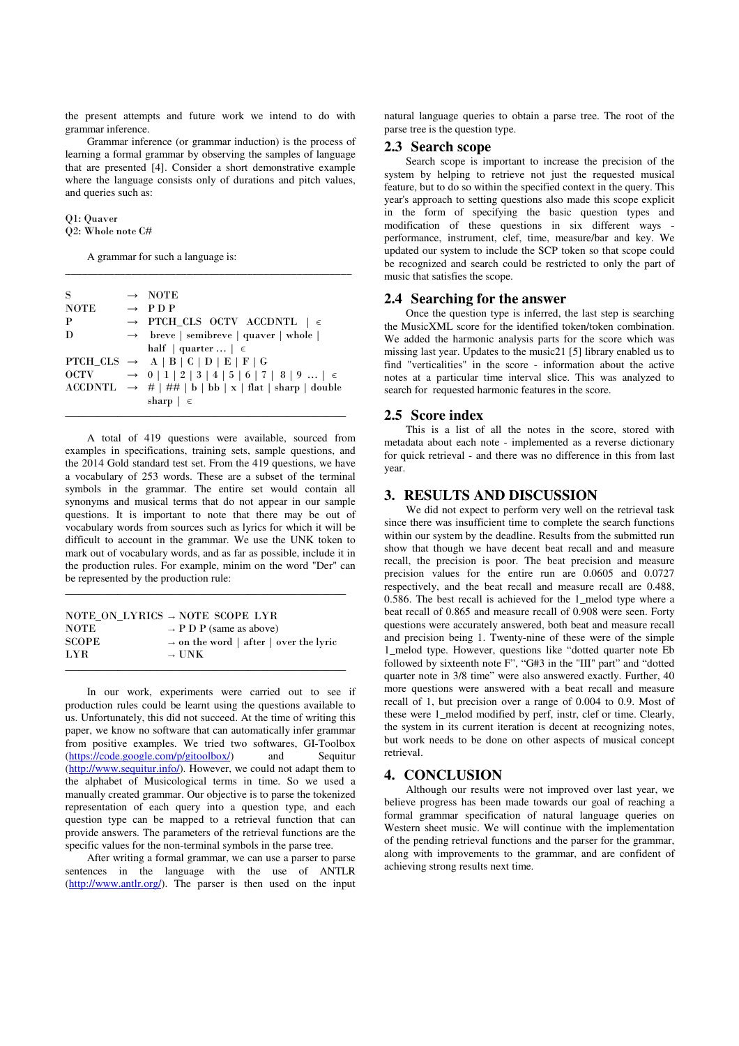the present attempts and future work we intend to do with grammar inference.

Grammar inference (or grammar induction) is the process of learning a formal grammar by observing the samples of language that are presented [4]. Consider a short demonstrative example where the language consists only of durations and pitch values, and queries such as:

Q1: Quaver
Q2: Whole note C#

A grammar for such a language is:

```
S         →  NOTE
NOTE      →  P D P
P         →  PTCH_CLS  OCTV  ACCDNTL  | ϵ
D         →  breve | semibreve | quaver | whole |
             half | quarter ... | ϵ
PTCH_CLS  →  A | B | C | D | E | F | G
OCTV      →  0 | 1 | 2 | 3 | 4 | 5 | 6 | 7 | 8 | 9 ... | ϵ
ACCDNTL   →  # | ## | b | bb | x | flat | sharp | double
             sharp | ϵ
```

A total of 419 questions were available, sourced from examples in specifications, training sets, sample questions, and the 2014 Gold standard test set. From the 419 questions, we have a vocabulary of 253 words. These are a subset of the terminal symbols in the grammar. The entire set would contain all synonyms and musical terms that do not appear in our sample questions. It is important to note that there may be out of vocabulary words from sources such as lyrics for which it will be difficult to account in the grammar. We use the UNK token to mark out of vocabulary words, and as far as possible, include it in the production rules. For example, minim on the word "Der" can be represented by the production rule:

```
NOTE_ON_LYRICS → NOTE  SCOPE  LYR
NOTE           → P D P (same as above)
SCOPE          → on the word | after | over the lyric
LYR            → UNK
```

In our work, experiments were carried out to see if production rules could be learnt using the questions available to us. Unfortunately, this did not succeed. At the time of writing this paper, we know no software that can automatically infer grammar from positive examples. We tried two softwares, GI-Toolbox (https://code.google.com/p/gitoolbox/) and Sequitur (http://www.sequitur.info/). However, we could not adapt them to the alphabet of Musicological terms in time. So we used a manually created grammar. Our objective is to parse the tokenized representation of each query into a question type, and each question type can be mapped to a retrieval function that can provide answers. The parameters of the retrieval functions are the specific values for the non-terminal symbols in the parse tree.

After writing a formal grammar, we can use a parser to parse sentences in the language with the use of ANTLR (http://www.antlr.org/). The parser is then used on the input natural language queries to obtain a parse tree. The root of the parse tree is the question type.

## 2.3 Search scope

Search scope is important to increase the precision of the system by helping to retrieve not just the requested musical feature, but to do so within the specified context in the query. This year's approach to setting questions also made this scope explicit in the form of specifying the basic question types and modification of these questions in six different ways - performance, instrument, clef, time, measure/bar and key. We updated our system to include the SCP token so that scope could be recognized and search could be restricted to only the part of music that satisfies the scope.

## 2.4 Searching for the answer

Once the question type is inferred, the last step is searching the MusicXML score for the identified token/token combination. We added the harmonic analysis parts for the score which was missing last year. Updates to the music21 [5] library enabled us to find "verticalities" in the score - information about the active notes at a particular time interval slice. This was analyzed to search for requested harmonic features in the score.

## 2.5 Score index

This is a list of all the notes in the score, stored with metadata about each note - implemented as a reverse dictionary for quick retrieval - and there was no difference in this from last year.

# 3. RESULTS AND DISCUSSION

We did not expect to perform very well on the retrieval task since there was insufficient time to complete the search functions within our system by the deadline. Results from the submitted run show that though we have decent beat recall and measure recall, the precision is poor. The beat precision and measure precision values for the entire run are 0.0605 and 0.0727 respectively, and the beat recall and measure recall are 0.488, 0.586. The best recall is achieved for the 1_melod type where a beat recall of 0.865 and measure recall of 0.908 were seen. Forty questions were accurately answered, both beat and measure recall and precision being 1. Twenty-nine of these were of the simple 1_melod type. However, questions like "dotted quarter note Eb followed by sixteenth note F", "G#3 in the "III" part" and "dotted quarter note in 3/8 time" were also answered exactly. Further, 40 more questions were answered with a beat recall and measure recall of 1, but precision over a range of 0.004 to 0.9. Most of these were 1_melod modified by perf, instr, clef or time. Clearly, the system in its current iteration is decent at recognizing notes, but work needs to be done on other aspects of musical concept retrieval.

# 4. CONCLUSION

Although our results were not improved over last year, we believe progress has been made towards our goal of reaching a formal grammar specification of natural language queries on Western sheet music. We will continue with the implementation of the pending retrieval functions and the parser for the grammar, along with improvements to the grammar, and are confident of achieving strong results next time.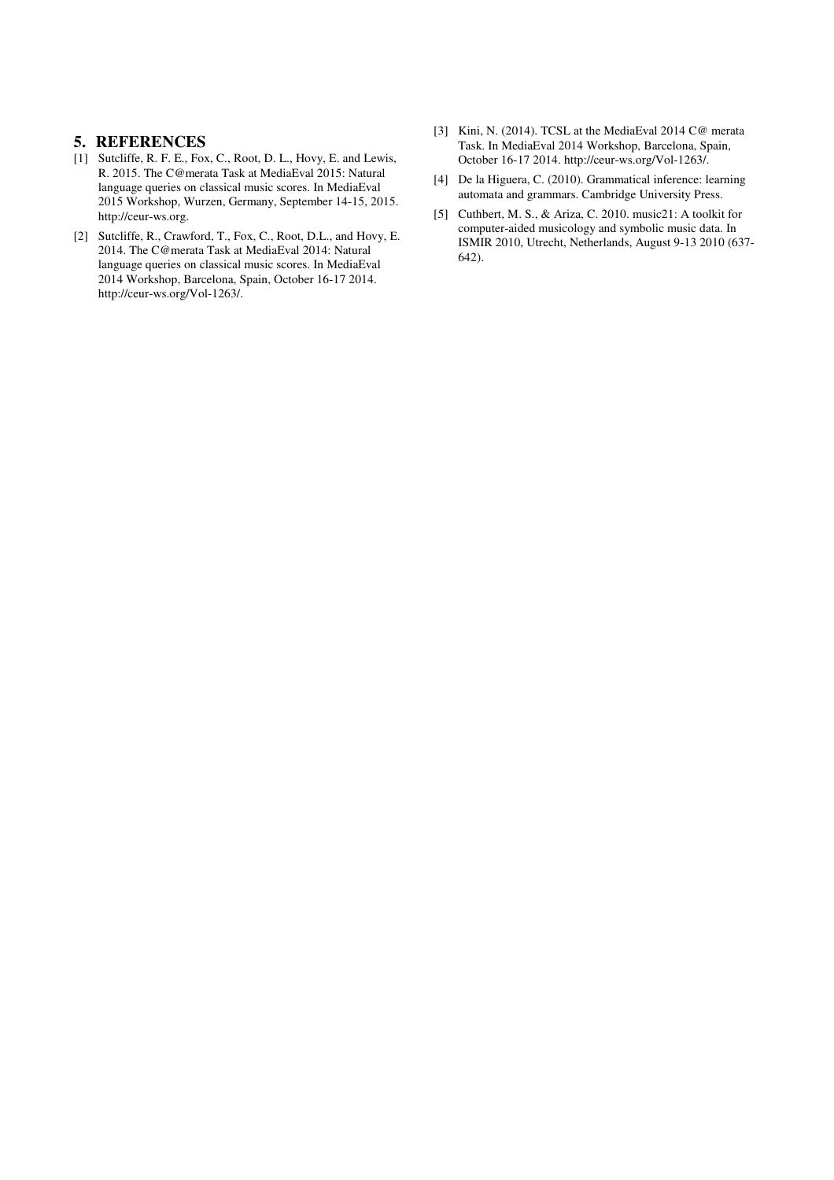## 5. REFERENCES

[1] Sutcliffe, R. F. E., Fox, C., Root, D. L., Hovy, E. and Lewis, R. 2015. The C@merata Task at MediaEval 2015: Natural language queries on classical music scores. In MediaEval 2015 Workshop, Wurzen, Germany, September 14-15, 2015. http://ceur-ws.org.

[2] Sutcliffe, R., Crawford, T., Fox, C., Root, D.L., and Hovy, E. 2014. The C@merata Task at MediaEval 2014: Natural language queries on classical music scores. In MediaEval 2014 Workshop, Barcelona, Spain, October 16-17 2014. http://ceur-ws.org/Vol-1263/.

[3] Kini, N. (2014). TCSL at the MediaEval 2014 C@ merata Task. In MediaEval 2014 Workshop, Barcelona, Spain, October 16-17 2014. http://ceur-ws.org/Vol-1263/.

[4] De la Higuera, C. (2010). Grammatical inference: learning automata and grammars. Cambridge University Press.

[5] Cuthbert, M. S., & Ariza, C. 2010. music21: A toolkit for computer-aided musicology and symbolic music data. In ISMIR 2010, Utrecht, Netherlands, August 9-13 2010 (637-642).